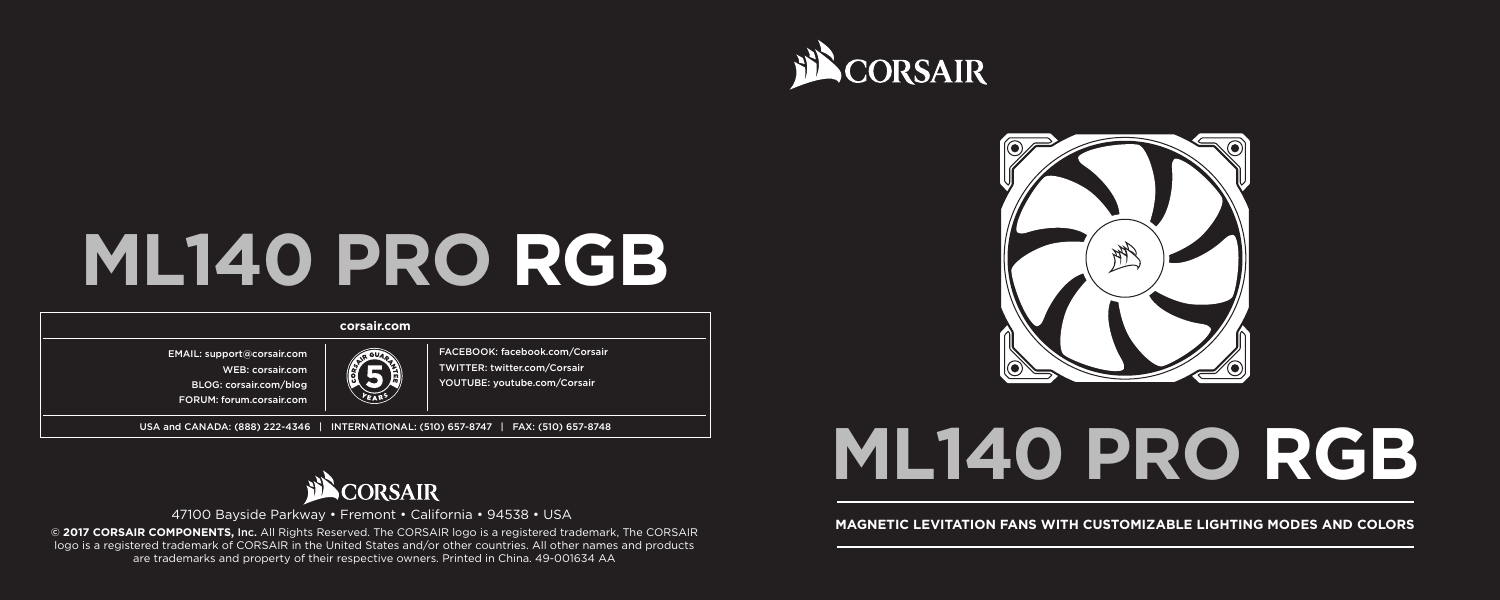# ML140 PRO RGB

**corsair.com**

EMAIL: support@corsair.com
WEB: corsair.com
BLOG: corsair.com/blog
FORUM: forum.corsair.com

FACEBOOK: facebook.com/Corsair
TWITTER: twitter.com/Corsair
YOUTUBE: youtube.com/Corsair

USA and CANADA: (888) 222-4346 | INTERNATIONAL: (510) 657-8747 | FAX: (510) 657-8748

47100 Bayside Parkway • Fremont • California • 94538 • USA

© **2017 CORSAIR COMPONENTS, Inc.** All Rights Reserved. The CORSAIR logo is a registered trademark, The CORSAIR logo is a registered trademark of CORSAIR in the United States and/or other countries. All other names and products are trademarks and property of their respective owners. Printed in China. 49-001634 AA

# ML140 PRO RGB

**MAGNETIC LEVITATION FANS WITH CUSTOMIZABLE LIGHTING MODES AND COLORS**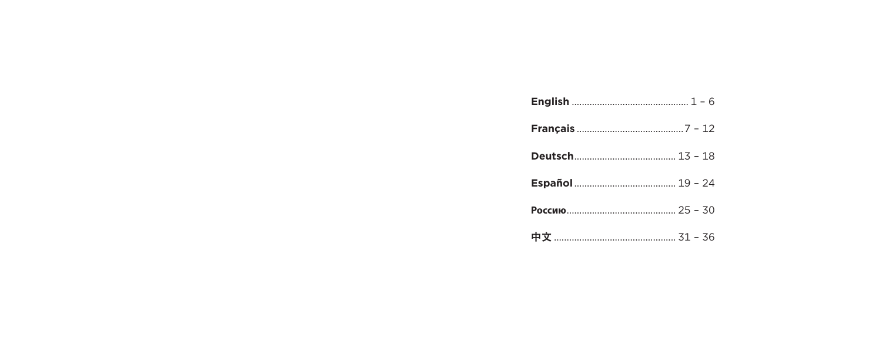**English** ............................................ 1 – 6

**Français** ..........................................7 – 12

**Deutsch**....................................... 13 – 18

**Español** ....................................... 19 – 24

**Россию**.......................................... 25 – 30

**中文** ................................................ 31 – 36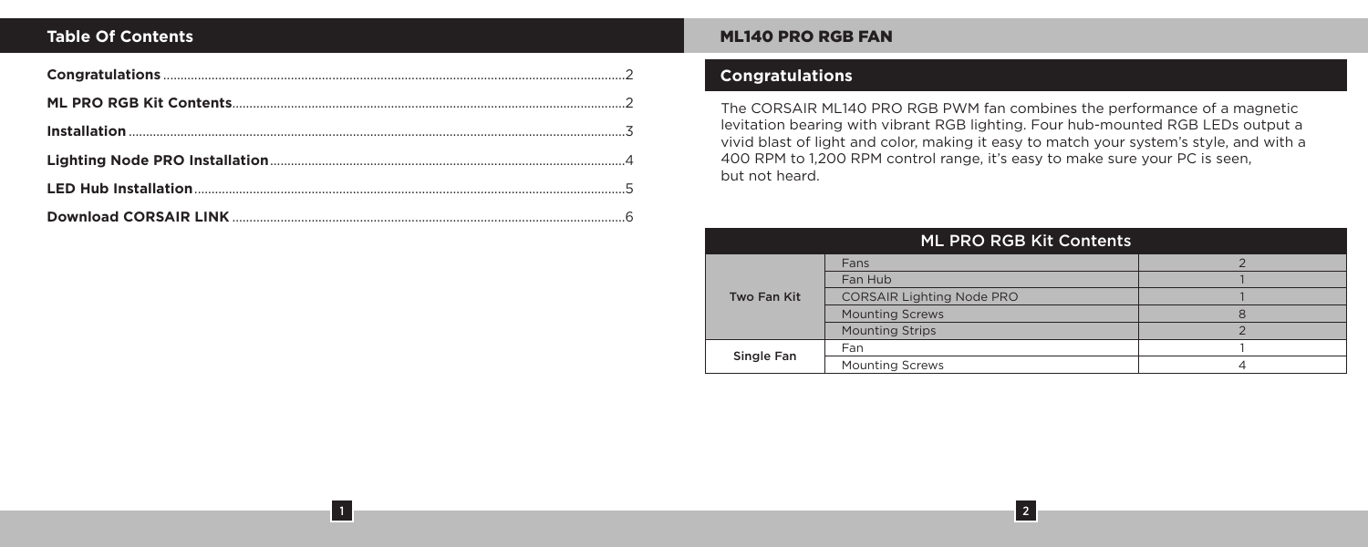## Table Of Contents

Congratulations ........ 2

ML PRO RGB Kit Contents ........ 2

Installation ........ 3

Lighting Node PRO Installation ........ 4

LED Hub Installation ........ 5

Download CORSAIR LINK ........ 6

# ML140 PRO RGB FAN

## Congratulations

The CORSAIR ML140 PRO RGB PWM fan combines the performance of a magnetic levitation bearing with vibrant RGB lighting. Four hub-mounted RGB LEDs output a vivid blast of light and color, making it easy to match your system's style, and with a 400 RPM to 1,200 RPM control range, it's easy to make sure your PC is seen, but not heard.

| ML PRO RGB Kit Contents | | |
|---|---|---|
| Two Fan Kit | Fans | 2 |
| | Fan Hub | 1 |
| | CORSAIR Lighting Node PRO | 1 |
| | Mounting Screws | 8 |
| | Mounting Strips | 2 |
| Single Fan | Fan | 1 |
| | Mounting Screws | 4 |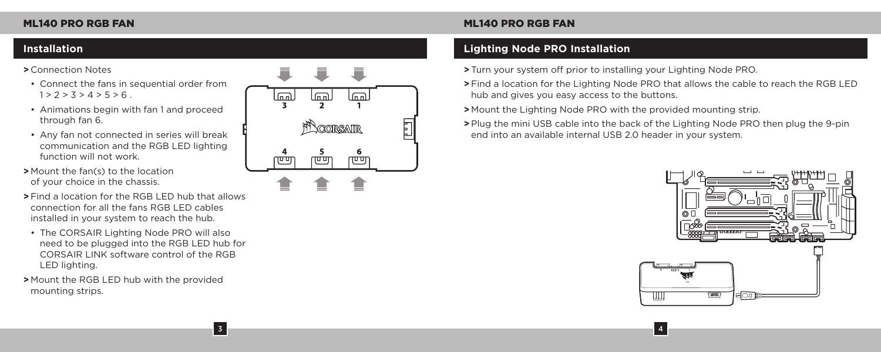## Installation

**>** Connection Notes

- Connect the fans in sequential order from 1 > 2 > 3 > 4 > 5 > 6 .
- Animations begin with fan 1 and proceed through fan 6.
- Any fan not connected in series will break communication and the RGB LED lighting function will not work.

**>** Mount the fan(s) to the location of your choice in the chassis.

**>** Find a location for the RGB LED hub that allows connection for all the fans RGB LED cables installed in your system to reach the hub.

- The CORSAIR Lighting Node PRO will also need to be plugged into the RGB LED hub for CORSAIR LINK software control of the RGB LED lighting.

**>** Mount the RGB LED hub with the provided mounting strips.

## Lighting Node PRO Installation

**>** Turn your system off prior to installing your Lighting Node PRO.

**>** Find a location for the Lighting Node PRO that allows the cable to reach the RGB LED hub and gives you easy access to the buttons.

**>** Mount the Lighting Node PRO with the provided mounting strip.

**>** Plug the mini USB cable into the back of the Lighting Node PRO then plug the 9-pin end into an available internal USB 2.0 header in your system.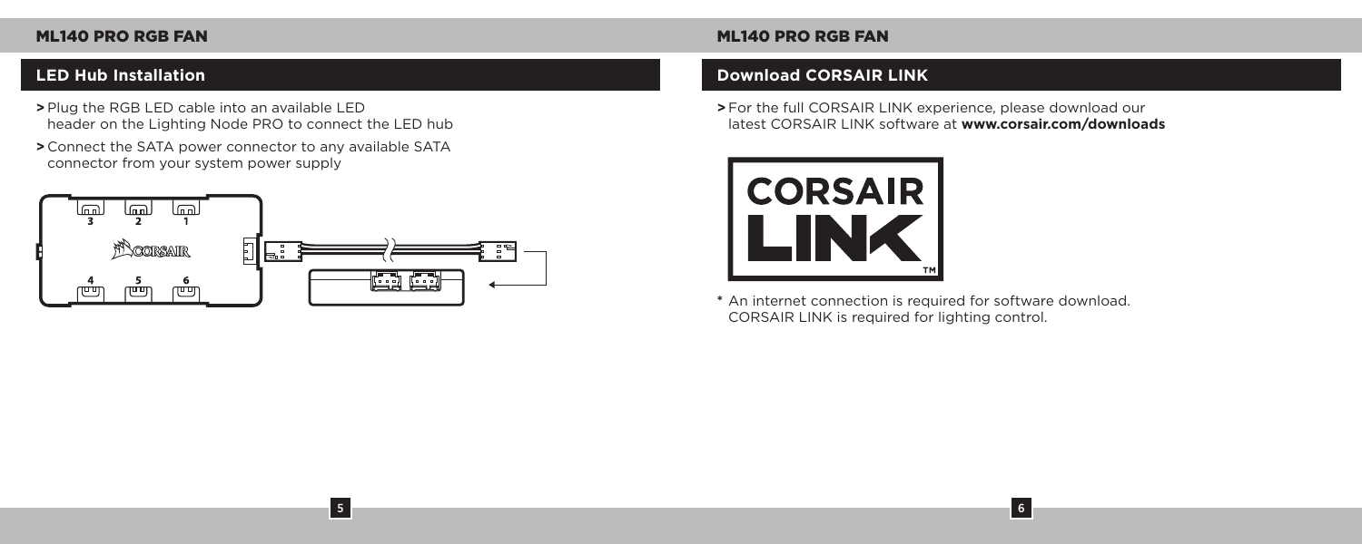## LED Hub Installation

- Plug the RGB LED cable into an available LED header on the Lighting Node PRO to connect the LED hub
- Connect the SATA power connector to any available SATA connector from your system power supply

## Download CORSAIR LINK

- For the full CORSAIR LINK experience, please download our latest CORSAIR LINK software at **www.corsair.com/downloads**

* An internet connection is required for software download. CORSAIR LINK is required for lighting control.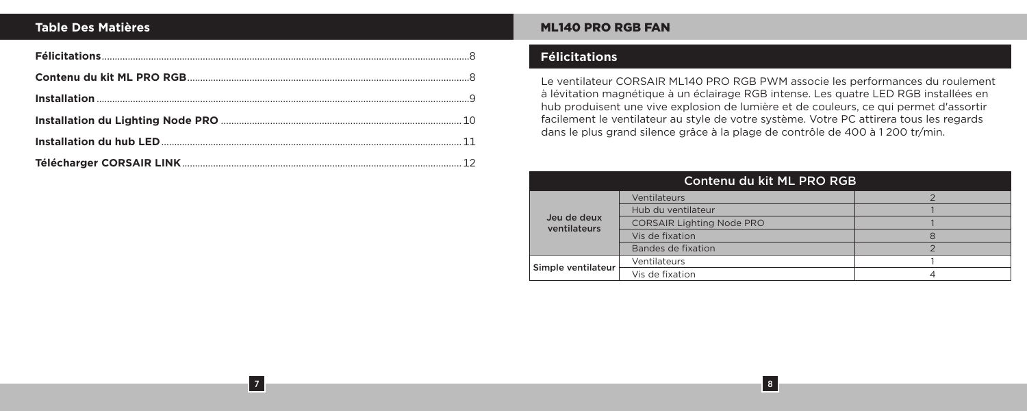## Table Des Matières

| | |
|---|---|
| **Félicitations** | 8 |
| **Contenu du kit ML PRO RGB** | 8 |
| **Installation** | 9 |
| **Installation du Lighting Node PRO** | 10 |
| **Installation du hub LED** | 11 |
| **Télécharger CORSAIR LINK** | 12 |

# ML140 PRO RGB FAN

## Félicitations

Le ventilateur CORSAIR ML140 PRO RGB PWM associe les performances du roulement à lévitation magnétique à un éclairage RGB intense. Les quatre LED RGB installées en hub produisent une vive explosion de lumière et de couleurs, ce qui permet d'assortir facilement le ventilateur au style de votre système. Votre PC attirera tous les regards dans le plus grand silence grâce à la plage de contrôle de 400 à 1 200 tr/min.

| Contenu du kit ML PRO RGB | | |
|---|---|---|
| Jeu de deux ventilateurs | Ventilateurs | 2 |
| | Hub du ventilateur | 1 |
| | CORSAIR Lighting Node PRO | 1 |
| | Vis de fixation | 8 |
| | Bandes de fixation | 2 |
| Simple ventilateur | Ventilateurs | 1 |
| | Vis de fixation | 4 |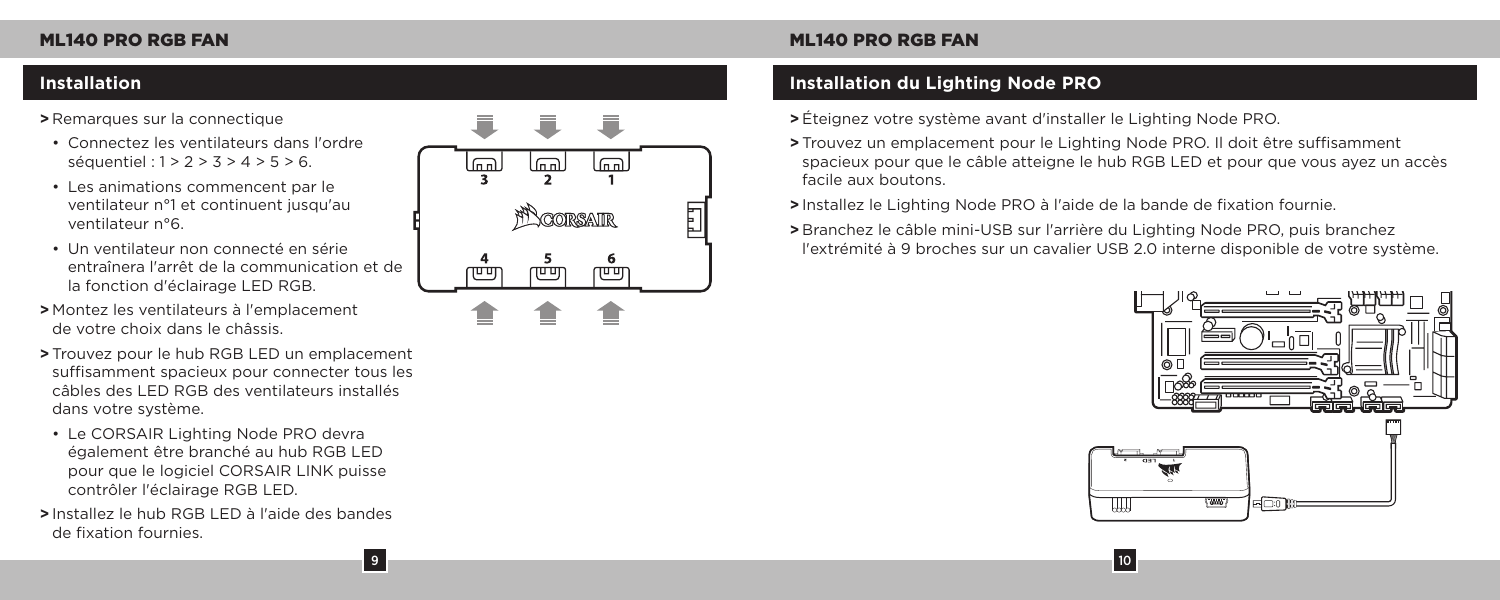## Installation

> Remarques sur la connectique

- Connectez les ventilateurs dans l'ordre séquentiel : 1 > 2 > 3 > 4 > 5 > 6.
- Les animations commencent par le ventilateur n°1 et continuent jusqu'au ventilateur n°6.
- Un ventilateur non connecté en série entraînera l'arrêt de la communication et de la fonction d'éclairage LED RGB.

> Montez les ventilateurs à l'emplacement de votre choix dans le châssis.

> Trouvez pour le hub RGB LED un emplacement suffisamment spacieux pour connecter tous les câbles des LED RGB des ventilateurs installés dans votre système.

- Le CORSAIR Lighting Node PRO devra également être branché au hub RGB LED pour que le logiciel CORSAIR LINK puisse contrôler l'éclairage RGB LED.

> Installez le hub RGB LED à l'aide des bandes de fixation fournies.

## Installation du Lighting Node PRO

> Éteignez votre système avant d'installer le Lighting Node PRO.

> Trouvez un emplacement pour le Lighting Node PRO. Il doit être suffisamment spacieux pour que le câble atteigne le hub RGB LED et pour que vous ayez un accès facile aux boutons.

> Installez le Lighting Node PRO à l'aide de la bande de fixation fournie.

> Branchez le câble mini-USB sur l'arrière du Lighting Node PRO, puis branchez l'extrémité à 9 broches sur un cavalier USB 2.0 interne disponible de votre système.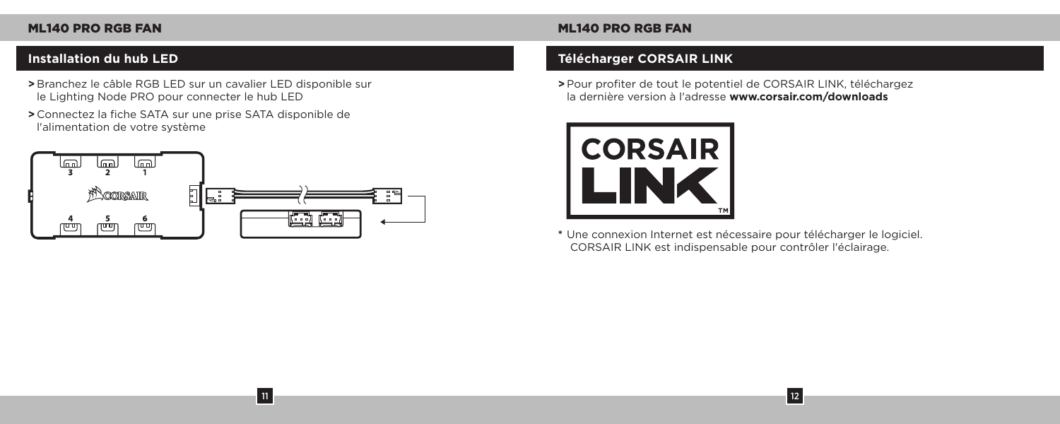## Installation du hub LED

- Branchez le câble RGB LED sur un cavalier LED disponible sur le Lighting Node PRO pour connecter le hub LED
- Connectez la fiche SATA sur une prise SATA disponible de l'alimentation de votre système

## Télécharger CORSAIR LINK

- Pour profiter de tout le potentiel de CORSAIR LINK, téléchargez la dernière version à l'adresse **www.corsair.com/downloads**

\* Une connexion Internet est nécessaire pour télécharger le logiciel. CORSAIR LINK est indispensable pour contrôler l'éclairage.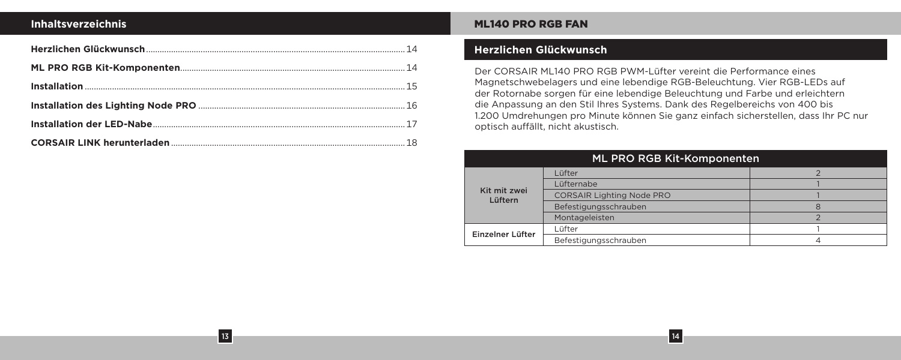## Inhaltsverzeichnis

**Herzlichen Glückwunsch** .......... 14

**ML PRO RGB Kit-Komponenten** .......... 14

**Installation** .......... 15

**Installation des Lighting Node PRO** .......... 16

**Installation der LED-Nabe** .......... 17

**CORSAIR LINK herunterladen** .......... 18

# ML140 PRO RGB FAN

## Herzlichen Glückwunsch

Der CORSAIR ML140 PRO RGB PWM-Lüfter vereint die Performance eines Magnetschwebelagers und eine lebendige RGB-Beleuchtung. Vier RGB-LEDs auf der Rotornabe sorgen für eine lebendige Beleuchtung und Farbe und erleichtern die Anpassung an den Stil Ihres Systems. Dank des Regelbereichs von 400 bis 1.200 Umdrehungen pro Minute können Sie ganz einfach sicherstellen, dass Ihr PC nur optisch auffällt, nicht akustisch.

| ML PRO RGB Kit-Komponenten | | |
|---|---|---|
| Kit mit zwei Lüftern | Lüfter | 2 |
| | Lüfternabe | 1 |
| | CORSAIR Lighting Node PRO | 1 |
| | Befestigungsschrauben | 8 |
| | Montageleisten | 2 |
| Einzelner Lüfter | Lüfter | 1 |
| | Befestigungsschrauben | 4 |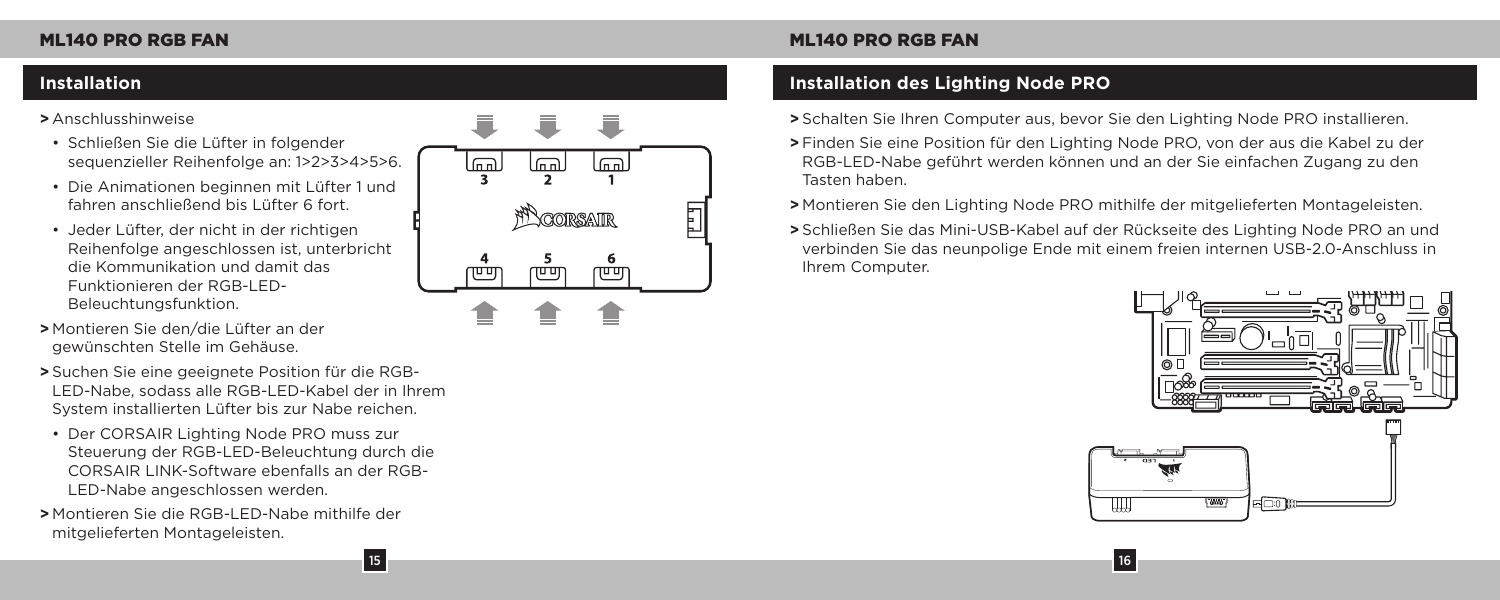## Installation

> Anschlusshinweise

- Schließen Sie die Lüfter in folgender sequenzieller Reihenfolge an: 1>2>3>4>5>6.
- Die Animationen beginnen mit Lüfter 1 und fahren anschließend bis Lüfter 6 fort.
- Jeder Lüfter, der nicht in der richtigen Reihenfolge angeschlossen ist, unterbricht die Kommunikation und damit das Funktionieren der RGB-LED-Beleuchtungsfunktion.

> Montieren Sie den/die Lüfter an der gewünschten Stelle im Gehäuse.

> Suchen Sie eine geeignete Position für die RGB-LED-Nabe, sodass alle RGB-LED-Kabel der in Ihrem System installierten Lüfter bis zur Nabe reichen.

- Der CORSAIR Lighting Node PRO muss zur Steuerung der RGB-LED-Beleuchtung durch die CORSAIR LINK-Software ebenfalls an der RGB-LED-Nabe angeschlossen werden.

> Montieren Sie die RGB-LED-Nabe mithilfe der mitgelieferten Montageleisten.

## Installation des Lighting Node PRO

> Schalten Sie Ihren Computer aus, bevor Sie den Lighting Node PRO installieren.

> Finden Sie eine Position für den Lighting Node PRO, von der aus die Kabel zu der RGB-LED-Nabe geführt werden können und an der Sie einfachen Zugang zu den Tasten haben.

> Montieren Sie den Lighting Node PRO mithilfe der mitgelieferten Montageleisten.

> Schließen Sie das Mini-USB-Kabel auf der Rückseite des Lighting Node PRO an und verbinden Sie das neunpolige Ende mit einem freien internen USB-2.0-Anschluss in Ihrem Computer.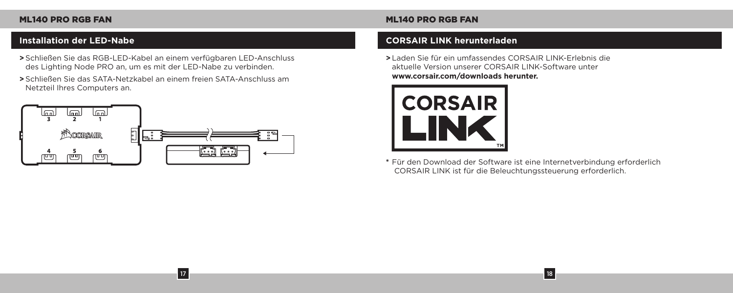## Installation der LED-Nabe

- Schließen Sie das RGB-LED-Kabel an einem verfügbaren LED-Anschluss des Lighting Node PRO an, um es mit der LED-Nabe zu verbinden.
- Schließen Sie das SATA-Netzkabel an einem freien SATA-Anschluss am Netzteil Ihres Computers an.

## CORSAIR LINK herunterladen

- Laden Sie für ein umfassendes CORSAIR LINK-Erlebnis die aktuelle Version unserer CORSAIR LINK-Software unter **www.corsair.com/downloads herunter.**

* Für den Download der Software ist eine Internetverbindung erforderlich CORSAIR LINK ist für die Beleuchtungssteuerung erforderlich.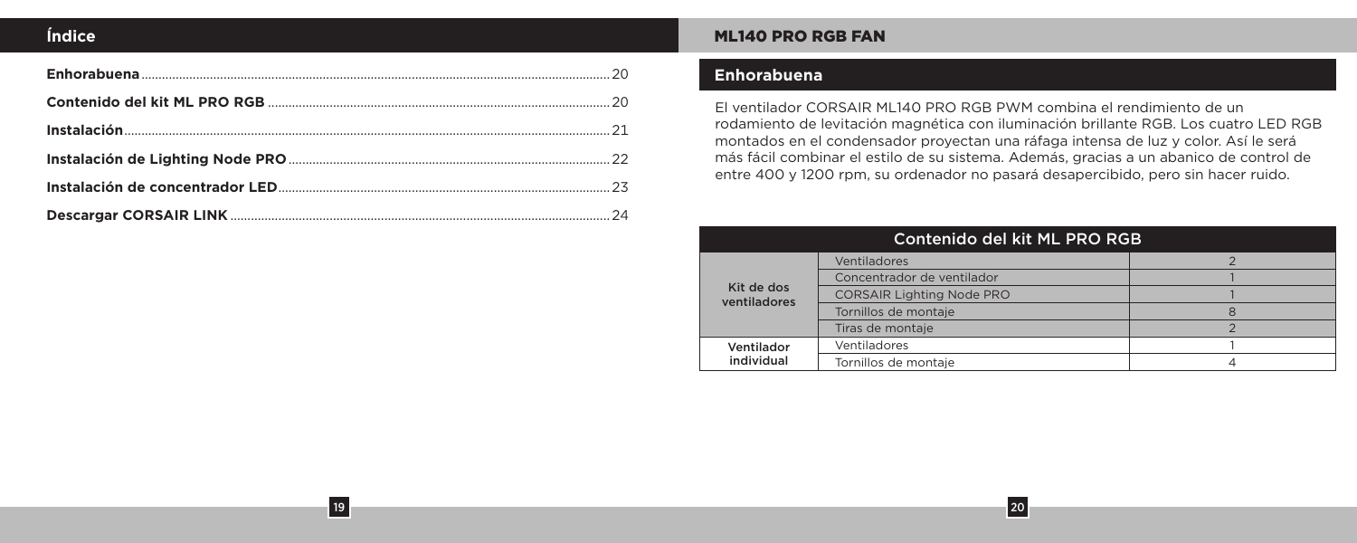## Índice

| | |
|---|---|
| **Enhorabuena** | 20 |
| **Contenido del kit ML PRO RGB** | 20 |
| **Instalación** | 21 |
| **Instalación de Lighting Node PRO** | 22 |
| **Instalación de concentrador LED** | 23 |
| **Descargar CORSAIR LINK** | 24 |

## ML140 PRO RGB FAN

### Enhorabuena

El ventilador CORSAIR ML140 PRO RGB PWM combina el rendimiento de un rodamiento de levitación magnética con iluminación brillante RGB. Los cuatro LED RGB montados en el condensador proyectan una ráfaga intensa de luz y color. Así le será más fácil combinar el estilo de su sistema. Además, gracias a un abanico de control de entre 400 y 1200 rpm, su ordenador no pasará desapercibido, pero sin hacer ruido.

| Contenido del kit ML PRO RGB | | |
|---|---|---|
| Kit de dos ventiladores | Ventiladores | 2 |
| | Concentrador de ventilador | 1 |
| | CORSAIR Lighting Node PRO | 1 |
| | Tornillos de montaje | 8 |
| | Tiras de montaje | 2 |
| Ventilador individual | Ventiladores | 1 |
| | Tornillos de montaje | 4 |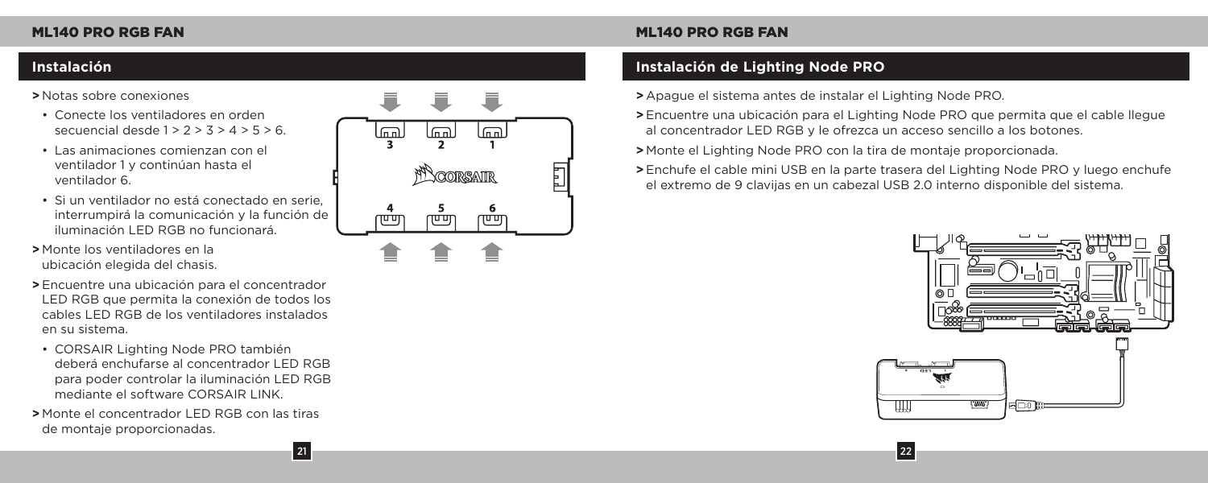## Instalación

> Notas sobre conexiones

- Conecte los ventiladores en orden secuencial desde 1 > 2 > 3 > 4 > 5 > 6.
- Las animaciones comienzan con el ventilador 1 y continúan hasta el ventilador 6.
- Si un ventilador no está conectado en serie, interrumpirá la comunicación y la función de iluminación LED RGB no funcionará.

> Monte los ventiladores en la ubicación elegida del chasis.

> Encuentre una ubicación para el concentrador LED RGB que permita la conexión de todos los cables LED RGB de los ventiladores instalados en su sistema.

- CORSAIR Lighting Node PRO también deberá enchufarse al concentrador LED RGB para poder controlar la iluminación LED RGB mediante el software CORSAIR LINK.

> Monte el concentrador LED RGB con las tiras de montaje proporcionadas.

## Instalación de Lighting Node PRO

> Apague el sistema antes de instalar el Lighting Node PRO.

> Encuentre una ubicación para el Lighting Node PRO que permita que el cable llegue al concentrador LED RGB y le ofrezca un acceso sencillo a los botones.

> Monte el Lighting Node PRO con la tira de montaje proporcionada.

> Enchufe el cable mini USB en la parte trasera del Lighting Node PRO y luego enchufe el extremo de 9 clavijas en un cabezal USB 2.0 interno disponible del sistema.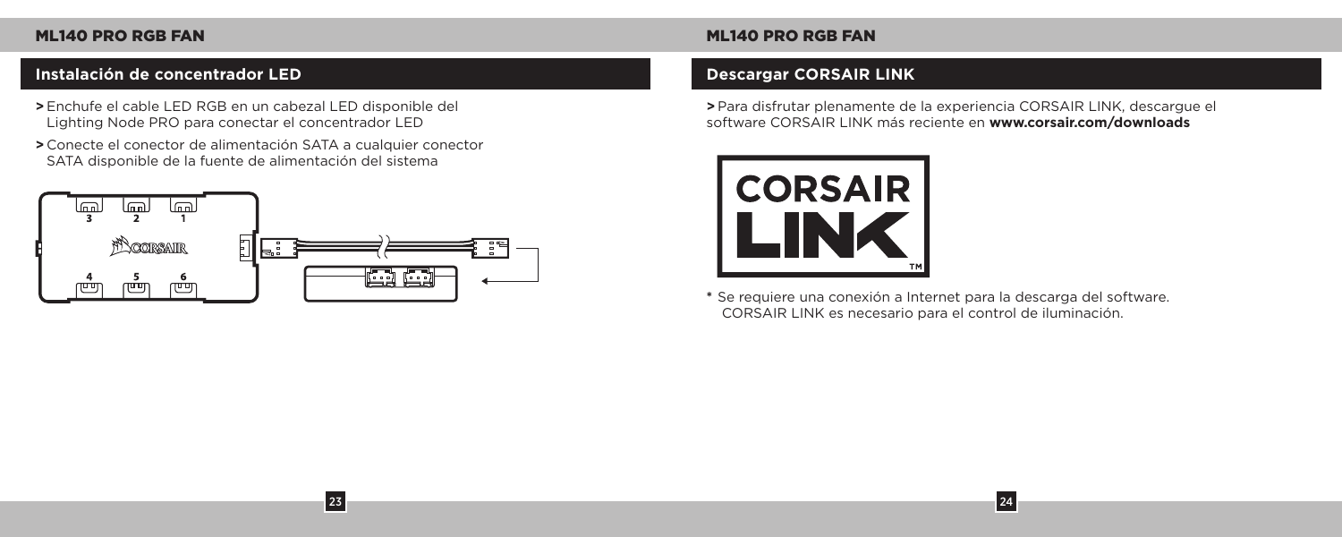## Instalación de concentrador LED

- Enchufe el cable LED RGB en un cabezal LED disponible del Lighting Node PRO para conectar el concentrador LED
- Conecte el conector de alimentación SATA a cualquier conector SATA disponible de la fuente de alimentación del sistema

## Descargar CORSAIR LINK

- Para disfrutar plenamente de la experiencia CORSAIR LINK, descargue el software CORSAIR LINK más reciente en **www.corsair.com/downloads**

\* Se requiere una conexión a Internet para la descarga del software. CORSAIR LINK es necesario para el control de iluminación.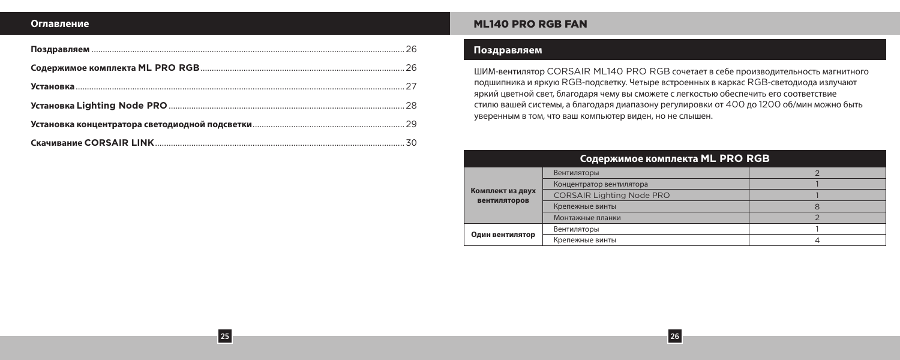## Оглавление

**Поздравляем** ........ 26

**Содержимое комплекта ML PRO RGB** ........ 26

**Установка** ........ 27

**Установка Lighting Node PRO** ........ 28

**Установка концентратора светодиодной подсветки** ........ 29

**Скачивание CORSAIR LINK** ........ 30

# ML140 PRO RGB FAN

## Поздравляем

ШИМ-вентилятор CORSAIR ML140 PRO RGB сочетает в себе производительность магнитного подшипника и яркую RGB-подсветку. Четыре встроенных в каркас RGB-светодиода излучают яркий цветной свет, благодаря чему вы сможете с легкостью обеспечить его соответствие стилю вашей системы, а благодаря диапазону регулировки от 400 до 1200 об/мин можно быть уверенным в том, что ваш компьютер виден, но не слышен.

| Содержимое комплекта ML PRO RGB | | |
|---|---|---|
| **Комплект из двух вентиляторов** | Вентиляторы | 2 |
| | Концентратор вентилятора | 1 |
| | CORSAIR Lighting Node PRO | 1 |
| | Крепежные винты | 8 |
| | Монтажные планки | 2 |
| **Один вентилятор** | Вентиляторы | 1 |
| | Крепежные винты | 4 |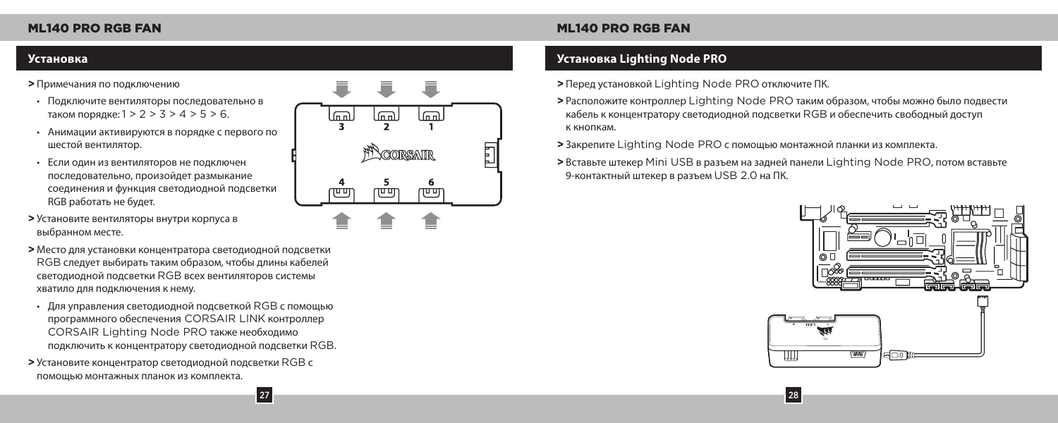## Установка

**>** Примечания по подключению

- Подключите вентиляторы последовательно в таком порядке: 1 > 2 > 3 > 4 > 5 > 6.
- Анимации активируются в порядке с первого по шестой вентилятор.
- Если один из вентиляторов не подключен последовательно, произойдет размыкание соединения и функция светодиодной подсветки RGB работать не будет.

**>** Установите вентиляторы внутри корпуса в выбранном месте.

**>** Место для установки концентратора светодиодной подсветки RGB следует выбирать таким образом, чтобы длины кабелей светодиодной подсветки RGB всех вентиляторов системы хватило для подключения к нему.

- Для управления светодиодной подсветкой RGB с помощью программного обеспечения CORSAIR LINK контроллер CORSAIR Lighting Node PRO также необходимо подключить к концентратору светодиодной подсветки RGB.

**>** Установите концентратор светодиодной подсветки RGB с помощью монтажных планок из комплекта.

## Установка Lighting Node PRO

**>** Перед установкой Lighting Node PRO отключите ПК.

**>** Расположите контроллер Lighting Node PRO таким образом, чтобы можно было подвести кабель к концентратору светодиодной подсветки RGB и обеспечить свободный доступ к кнопкам.

**>** Закрепите Lighting Node PRO с помощью монтажной планки из комплекта.

**>** Вставьте штекер Mini USB в разъем на задней панели Lighting Node PRO, потом вставьте 9-контактный штекер в разъем USB 2.0 на ПК.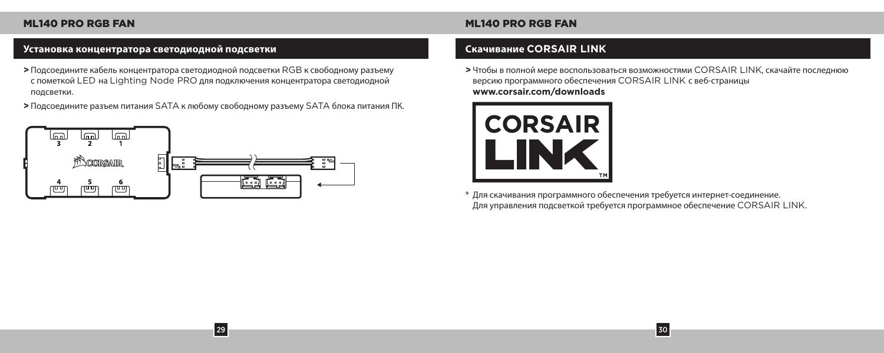## Установка концентратора светодиодной подсветки

> Подсоедините кабель концентратора светодиодной подсветки RGB к свободному разъему с пометкой LED на Lighting Node PRO для подключения концентратора светодиодной подсветки.

> Подсоедините разъем питания SATA к любому свободному разъему SATA блока питания ПК.

## Скачивание CORSAIR LINK

> Чтобы в полной мере воспользоваться возможностями CORSAIR LINK, скачайте последнюю версию программного обеспечения CORSAIR LINK с веб-страницы **www.corsair.com/downloads**

\* Для скачивания программного обеспечения требуется интернет-соединение. Для управления подсветкой требуется программное обеспечение CORSAIR LINK.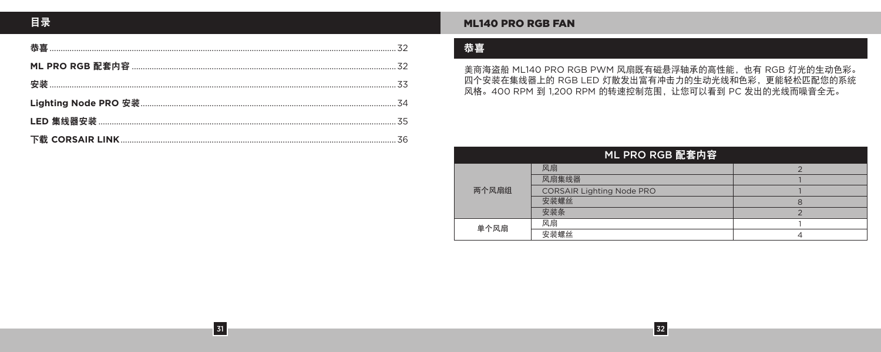# 目录

| | |
|---|---|
| **恭喜** | 32 |
| **ML PRO RGB 配套内容** | 32 |
| **安装** | 33 |
| **Lighting Node PRO 安装** | 34 |
| **LED 集线器安装** | 35 |
| **下载 CORSAIR LINK** | 36 |

# ML140 PRO RGB FAN

## 恭喜

美商海盗船 ML140 PRO RGB PWM 风扇既有磁悬浮轴承的高性能，也有 RGB 灯光的生动色彩。四个安装在集线器上的 RGB LED 灯散发出富有冲击力的生动光线和色彩，更能轻松匹配您的系统风格。400 RPM 到 1,200 RPM 的转速控制范围，让您可以看到 PC 发出的光线而噪音全无。

| ML PRO RGB 配套内容 | | |
|---|---|---|
| 两个风扇组 | 风扇 | 2 |
| | 风扇集线器 | 1 |
| | CORSAIR Lighting Node PRO | 1 |
| | 安装螺丝 | 8 |
| | 安装条 | 2 |
| 单个风扇 | 风扇 | 1 |
| | 安装螺丝 | 4 |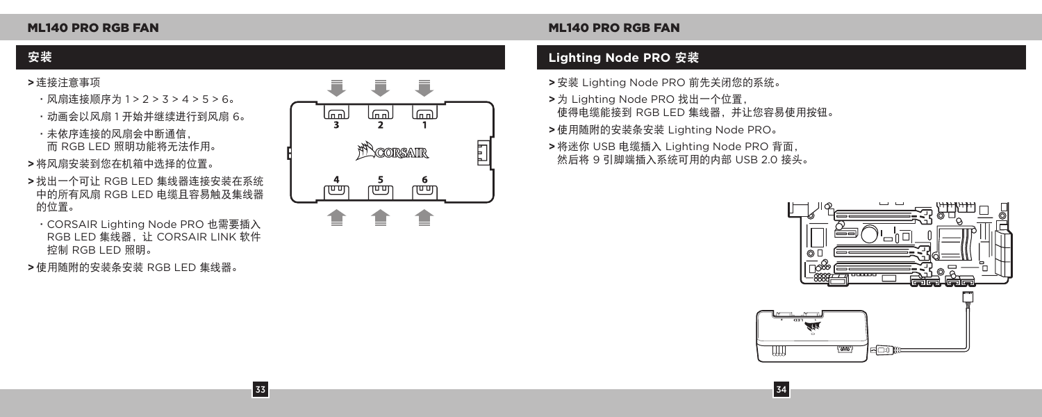## 安装

**>** 连接注意事项

- 风扇连接顺序为 1 > 2 > 3 > 4 > 5 > 6。
- 动画会以风扇 1 开始并继续进行到风扇 6。
- 未依序连接的风扇会中断通信，而 RGB LED 照明功能将无法作用。

**>** 将风扇安装到您在机箱中选择的位置。

**>** 找出一个可让 RGB LED 集线器连接安装在系统中的所有风扇 RGB LED 电缆且容易触及集线器的位置。

- CORSAIR Lighting Node PRO 也需要插入 RGB LED 集线器，让 CORSAIR LINK 软件控制 RGB LED 照明。

**>** 使用随附的安装条安装 RGB LED 集线器。

## Lighting Node PRO 安装

**>** 安装 Lighting Node PRO 前先关闭您的系统。

**>** 为 Lighting Node PRO 找出一个位置，使得电缆能接到 RGB LED 集线器，并让您容易使用按钮。

**>** 使用随附的安装条安装 Lighting Node PRO。

**>** 将迷你 USB 电缆插入 Lighting Node PRO 背面，然后将 9 引脚端插入系统可用的内部 USB 2.0 接头。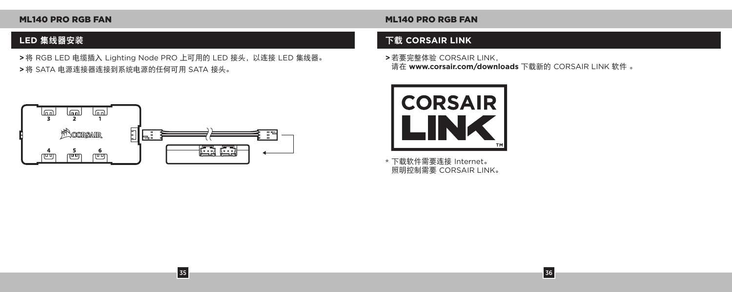## LED 集线器安装

> 将 RGB LED 电缆插入 Lighting Node PRO 上可用的 LED 接头，以连接 LED 集线器。
> 将 SATA 电源连接器连接到系统电源的任何可用 SATA 接头。

3 2 1

CORSAIR

4 5 6

## 下载 CORSAIR LINK

> 若要完整体验 CORSAIR LINK，
请在 **www.corsair.com/downloads** 下载新的 CORSAIR LINK 软件 。

CORSAIR LINK TM

* 下载软件需要连接 Internet。
照明控制需要 CORSAIR LINK。